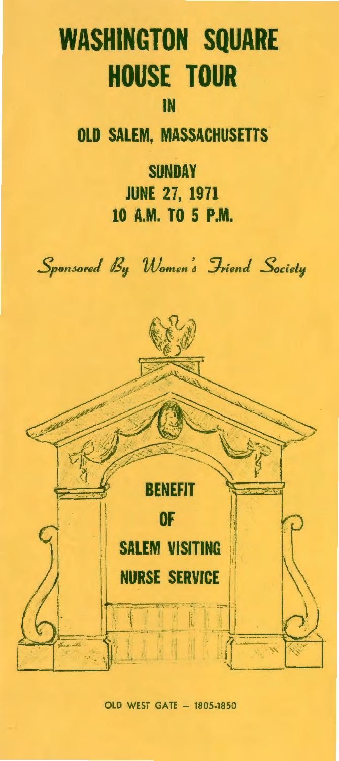# WASHINGTON SQUARE HOUSE TOUR

## IN

## OLD SALEM, MASSACHUSETTS

**SUNDAY**
**JUNE 27, 1971**
**10 A.M. TO 5 P.M.**

*Sponsored By Women's Friend Society*

**BENEFIT**

**OF**

**SALEM VISITING NURSE SERVICE**

OLD WEST GATE — 1805-1850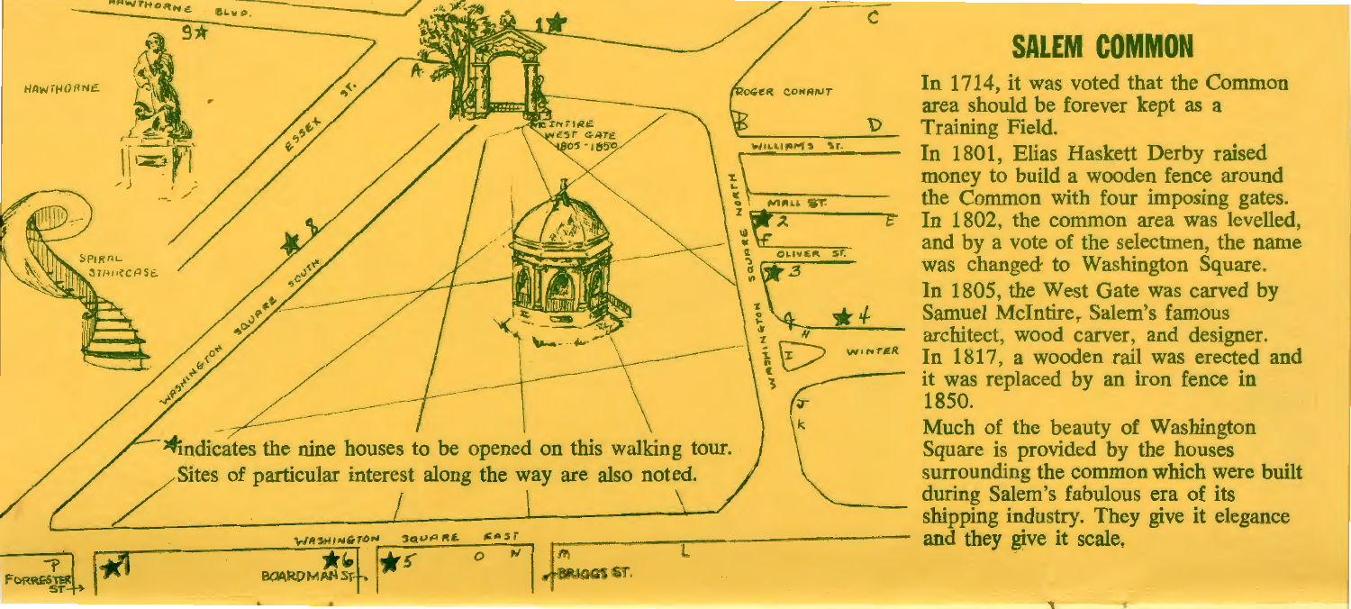★ indicates the nine houses to be opened on this walking tour. Sites of particular interest along the way are also noted.

## SALEM COMMON

In 1714, it was voted that the Common area should be forever kept as a Training Field.

In 1801, Elias Haskett Derby raised money to build a wooden fence around the Common with four imposing gates.

In 1802, the common area was levelled, and by a vote of the selectmen, the name was changed to Washington Square.

In 1805, the West Gate was carved by Samuel McIntire, Salem's famous architect, wood carver, and designer.

In 1817, a wooden rail was erected and it was replaced by an iron fence in 1850.

Much of the beauty of Washington Square is provided by the houses surrounding the common which were built during Salem's fabulous era of its shipping industry. They give it elegance and they give it scale.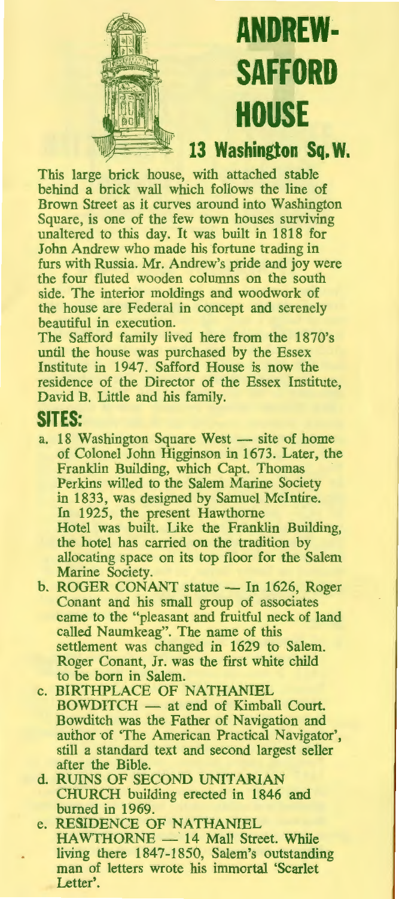# ANDREW-SAFFORD HOUSE

## 13 Washington Sq. W.

This large brick house, with attached stable behind a brick wall which follows the line of Brown Street as it curves around into Washington Square, is one of the few town houses surviving unaltered to this day. It was built in 1818 for John Andrew who made his fortune trading in furs with Russia. Mr. Andrew's pride and joy were the four fluted wooden columns on the south side. The interior moldings and woodwork of the house are Federal in concept and serenely beautiful in execution.

The Safford family lived here from the 1870's until the house was purchased by the Essex Institute in 1947. Safford House is now the residence of the Director of the Essex Institute, David B. Little and his family.

## SITES:

a. 18 Washington Square West — site of home of Colonel John Higginson in 1673. Later, the Franklin Building, which Capt. Thomas Perkins willed to the Salem Marine Society in 1833, was designed by Samuel McIntire. In 1925, the present Hawthorne Hotel was built. Like the Franklin Building, the hotel has carried on the tradition by allocating space on its top floor for the Salem Marine Society.

b. ROGER CONANT statue — In 1626, Roger Conant and his small group of associates came to the "pleasant and fruitful neck of land called Naumkeag". The name of this settlement was changed in 1629 to Salem. Roger Conant, Jr. was the first white child to be born in Salem.

c. BIRTHPLACE OF NATHANIEL BOWDITCH — at end of Kimball Court. Bowditch was the Father of Navigation and author of 'The American Practical Navigator', still a standard text and second largest seller after the Bible.

d. RUINS OF SECOND UNITARIAN CHURCH building erected in 1846 and burned in 1969.

e. RESIDENCE OF NATHANIEL HAWTHORNE — 14 Mall Street. While living there 1847-1850, Salem's outstanding man of letters wrote his immortal 'Scarlet Letter'.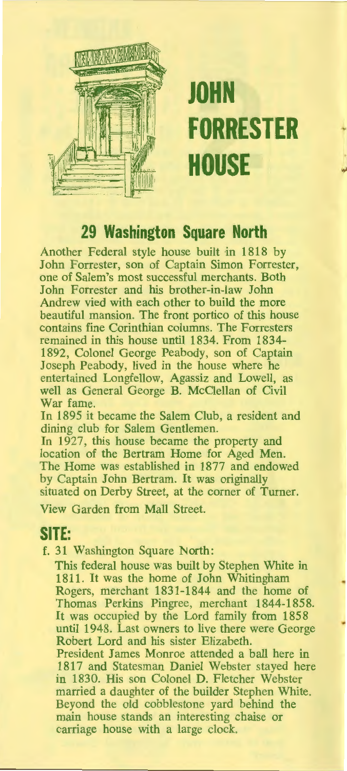# JOHN FORRESTER HOUSE

## 29 Washington Square North

Another Federal style house built in 1818 by John Forrester, son of Captain Simon Forrester, one of Salem's most successful merchants. Both John Forrester and his brother-in-law John Andrew vied with each other to build the more beautiful mansion. The front portico of this house contains fine Corinthian columns. The Forresters remained in this house until 1834. From 1834-1892, Colonel George Peabody, son of Captain Joseph Peabody, lived in the house where he entertained Longfellow, Agassiz and Lowell, as well as General George B. McClellan of Civil War fame.

In 1895 it became the Salem Club, a resident and dining club for Salem Gentlemen.

In 1927, this house became the property and location of the Bertram Home for Aged Men. The Home was established in 1877 and endowed by Captain John Bertram. It was originally situated on Derby Street, at the corner of Turner.

View Garden from Mall Street.

## SITE:

f. 31 Washington Square North:

This federal house was built by Stephen White in 1811. It was the home of John Whitingham Rogers, merchant 1831-1844 and the home of Thomas Perkins Pingree, merchant 1844-1858. It was occupied by the Lord family from 1858 until 1948. Last owners to live there were George Robert Lord and his sister Elizabeth.

President James Monroe attended a ball here in 1817 and Statesman Daniel Webster stayed here in 1830. His son Colonel D. Fletcher Webster married a daughter of the builder Stephen White. Beyond the old cobblestone yard behind the main house stands an interesting chaise or carriage house with a large clock.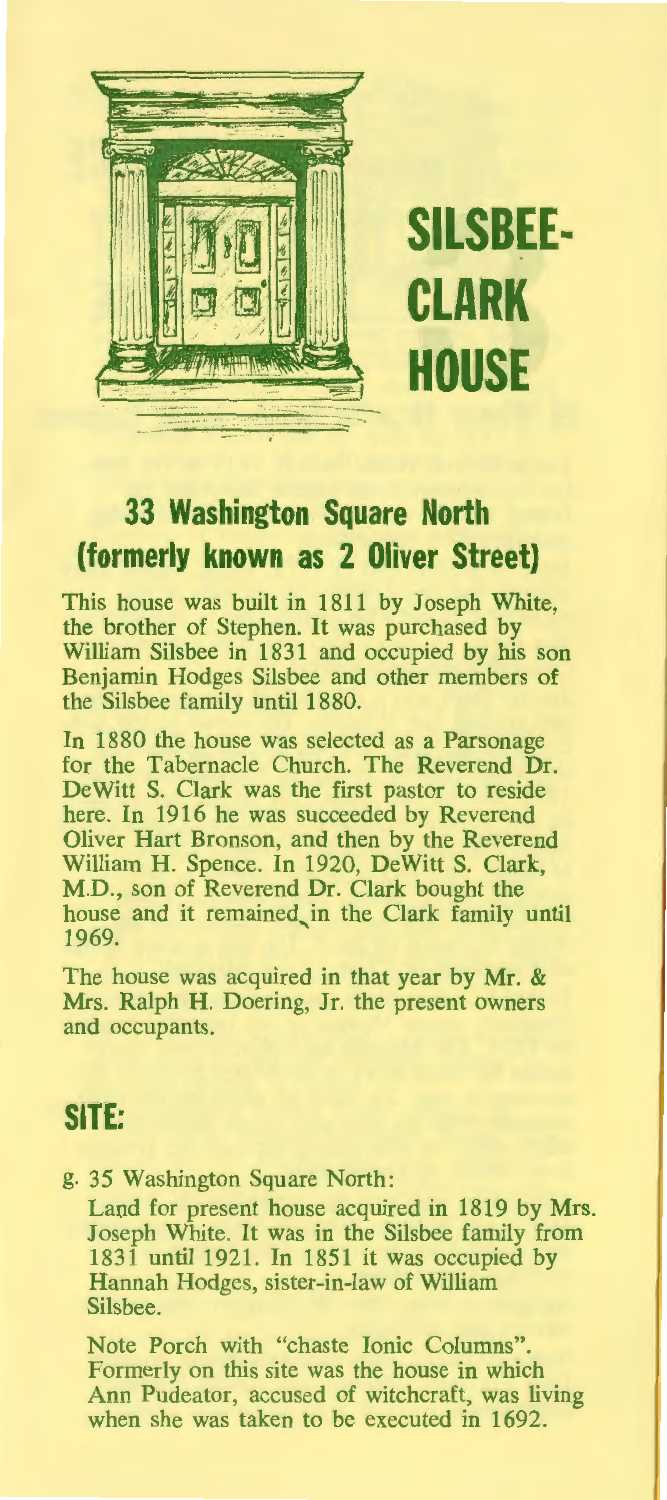# SILSBEE-CLARK HOUSE

## 33 Washington Square North (formerly known as 2 Oliver Street)

This house was built in 1811 by Joseph White, the brother of Stephen. It was purchased by William Silsbee in 1831 and occupied by his son Benjamin Hodges Silsbee and other members of the Silsbee family until 1880.

In 1880 the house was selected as a Parsonage for the Tabernacle Church. The Reverend Dr. DeWitt S. Clark was the first pastor to reside here. In 1916 he was succeeded by Reverend Oliver Hart Bronson, and then by the Reverend William H. Spence. In 1920, DeWitt S. Clark, M.D., son of Reverend Dr. Clark bought the house and it remained in the Clark family until 1969.

The house was acquired in that year by Mr. & Mrs. Ralph H. Doering, Jr. the present owners and occupants.

## SITE:

g. 35 Washington Square North:

Land for present house acquired in 1819 by Mrs. Joseph White. It was in the Silsbee family from 1831 until 1921. In 1851 it was occupied by Hannah Hodges, sister-in-law of William Silsbee.

Note Porch with "chaste Ionic Columns". Formerly on this site was the house in which Ann Pudeator, accused of witchcraft, was living when she was taken to be executed in 1692.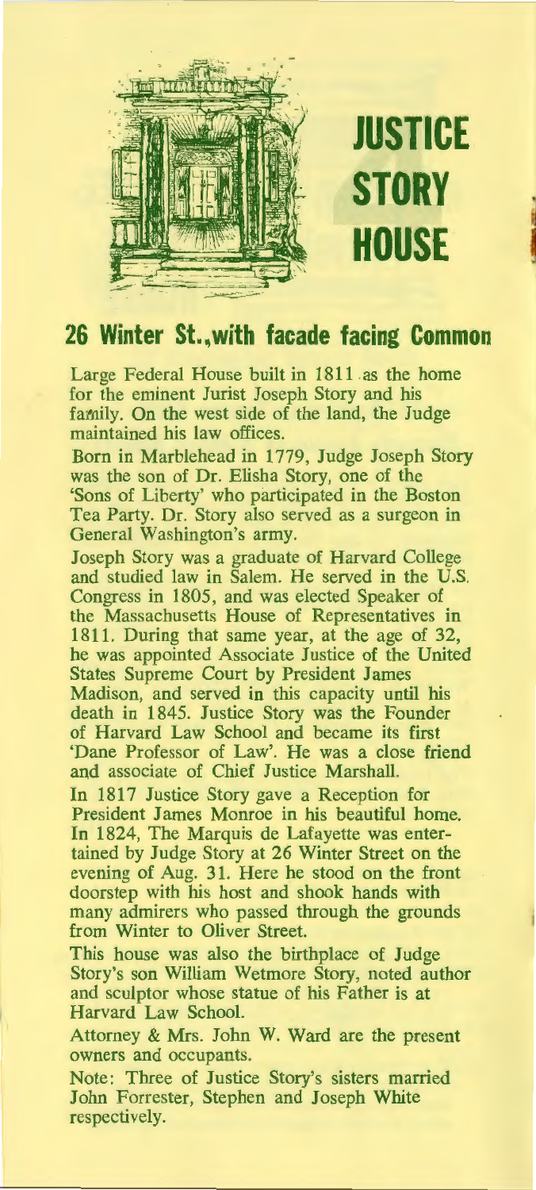# JUSTICE STORY HOUSE

## 26 Winter St., with facade facing Common

Large Federal House built in 1811 as the home for the eminent Jurist Joseph Story and his family. On the west side of the land, the Judge maintained his law offices.

Born in Marblehead in 1779, Judge Joseph Story was the son of Dr. Elisha Story, one of the 'Sons of Liberty' who participated in the Boston Tea Party. Dr. Story also served as a surgeon in General Washington's army.

Joseph Story was a graduate of Harvard College and studied law in Salem. He served in the U.S. Congress in 1805, and was elected Speaker of the Massachusetts House of Representatives in 1811. During that same year, at the age of 32, he was appointed Associate Justice of the United States Supreme Court by President James Madison, and served in this capacity until his death in 1845. Justice Story was the Founder of Harvard Law School and became its first 'Dane Professor of Law'. He was a close friend and associate of Chief Justice Marshall.

In 1817 Justice Story gave a Reception for President James Monroe in his beautiful home. In 1824, The Marquis de Lafayette was entertained by Judge Story at 26 Winter Street on the evening of Aug. 31. Here he stood on the front doorstep with his host and shook hands with many admirers who passed through the grounds from Winter to Oliver Street.

This house was also the birthplace of Judge Story's son William Wetmore Story, noted author and sculptor whose statue of his Father is at Harvard Law School.

Attorney & Mrs. John W. Ward are the present owners and occupants.

Note: Three of Justice Story's sisters married John Forrester, Stephen and Joseph White respectively.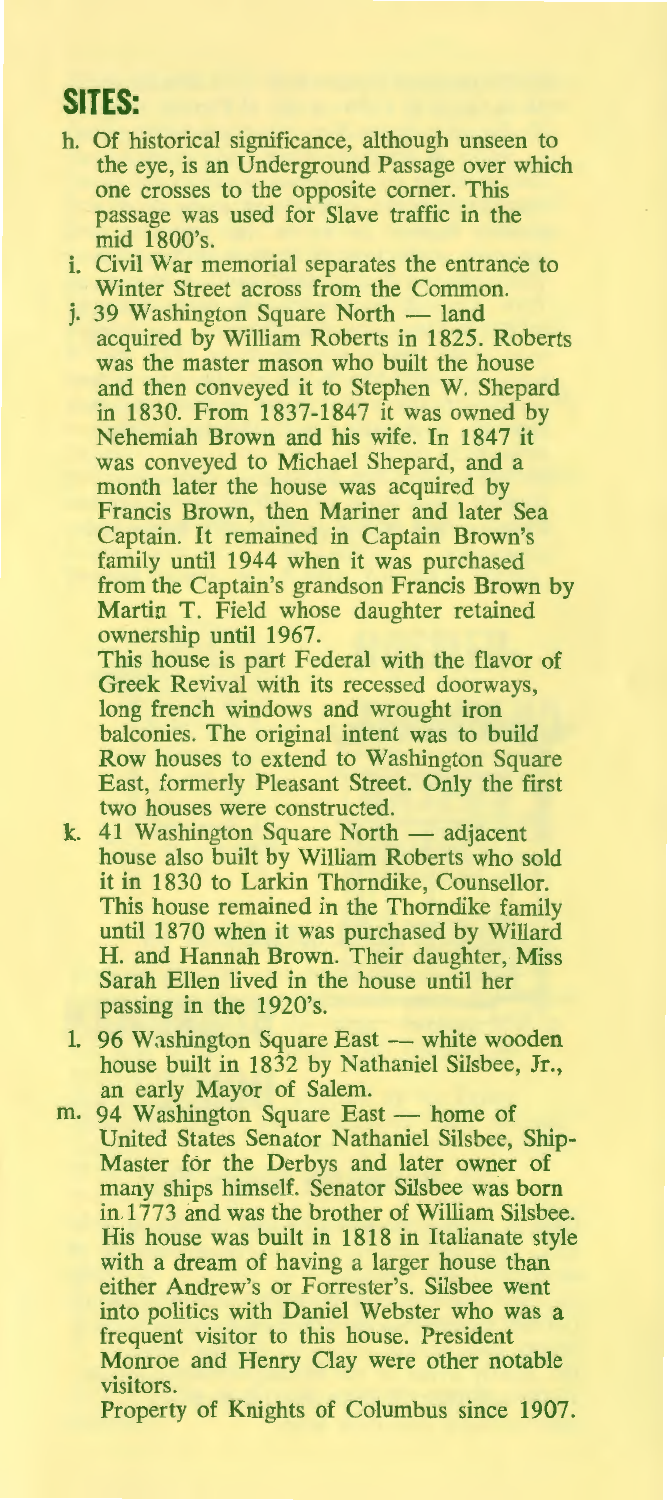## SITES:

h. Of historical significance, although unseen to the eye, is an Underground Passage over which one crosses to the opposite corner. This passage was used for Slave traffic in the mid 1800's.

i. Civil War memorial separates the entrance to Winter Street across from the Common.

j. 39 Washington Square North — land acquired by William Roberts in 1825. Roberts was the master mason who built the house and then conveyed it to Stephen W. Shepard in 1830. From 1837-1847 it was owned by Nehemiah Brown and his wife. In 1847 it was conveyed to Michael Shepard, and a month later the house was acquired by Francis Brown, then Mariner and later Sea Captain. It remained in Captain Brown's family until 1944 when it was purchased from the Captain's grandson Francis Brown by Martin T. Field whose daughter retained ownership until 1967.

   This house is part Federal with the flavor of Greek Revival with its recessed doorways, long french windows and wrought iron balconies. The original intent was to build Row houses to extend to Washington Square East, formerly Pleasant Street. Only the first two houses were constructed.

k. 41 Washington Square North — adjacent house also built by William Roberts who sold it in 1830 to Larkin Thorndike, Counsellor. This house remained in the Thorndike family until 1870 when it was purchased by Willard H. and Hannah Brown. Their daughter, Miss Sarah Ellen lived in the house until her passing in the 1920's.

l. 96 Washington Square East — white wooden house built in 1832 by Nathaniel Silsbee, Jr., an early Mayor of Salem.

m. 94 Washington Square East — home of United States Senator Nathaniel Silsbee, Ship-Master for the Derbys and later owner of many ships himself. Senator Silsbee was born in 1773 and was the brother of William Silsbee. His house was built in 1818 in Italianate style with a dream of having a larger house than either Andrew's or Forrester's. Silsbee went into politics with Daniel Webster who was a frequent visitor to this house. President Monroe and Henry Clay were other notable visitors.

   Property of Knights of Columbus since 1907.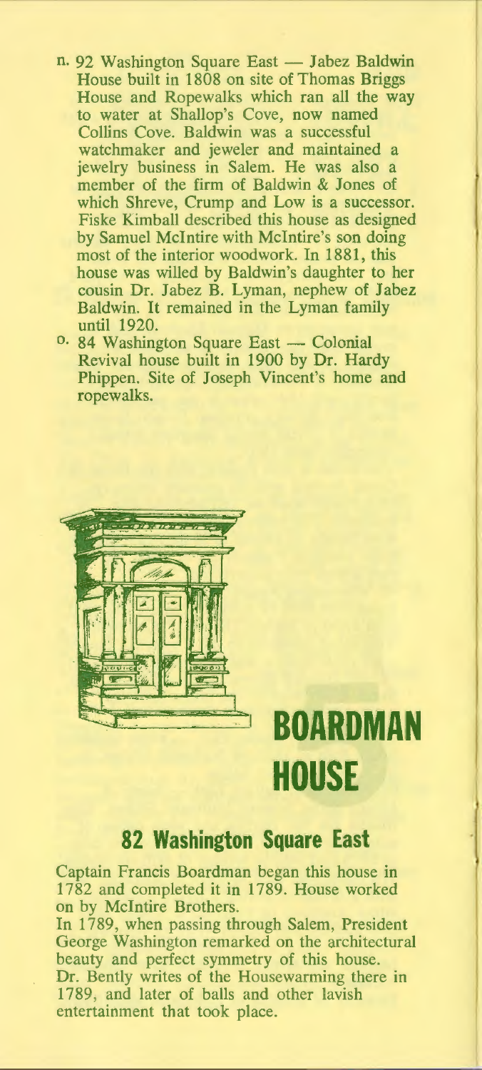n. 92 Washington Square East — Jabez Baldwin House built in 1808 on site of Thomas Briggs House and Ropewalks which ran all the way to water at Shallop's Cove, now named Collins Cove. Baldwin was a successful watchmaker and jeweler and maintained a jewelry business in Salem. He was also a member of the firm of Baldwin & Jones of which Shreve, Crump and Low is a successor. Fiske Kimball described this house as designed by Samuel McIntire with McIntire's son doing most of the interior woodwork. In 1881, this house was willed by Baldwin's daughter to her cousin Dr. Jabez B. Lyman, nephew of Jabez Baldwin. It remained in the Lyman family until 1920.

o. 84 Washington Square East — Colonial Revival house built in 1900 by Dr. Hardy Phippen. Site of Joseph Vincent's home and ropewalks.

# BOARDMAN HOUSE

## 82 Washington Square East

Captain Francis Boardman began this house in 1782 and completed it in 1789. House worked on by McIntire Brothers.

In 1789, when passing through Salem, President George Washington remarked on the architectural beauty and perfect symmetry of this house.

Dr. Bently writes of the Housewarming there in 1789, and later of balls and other lavish entertainment that took place.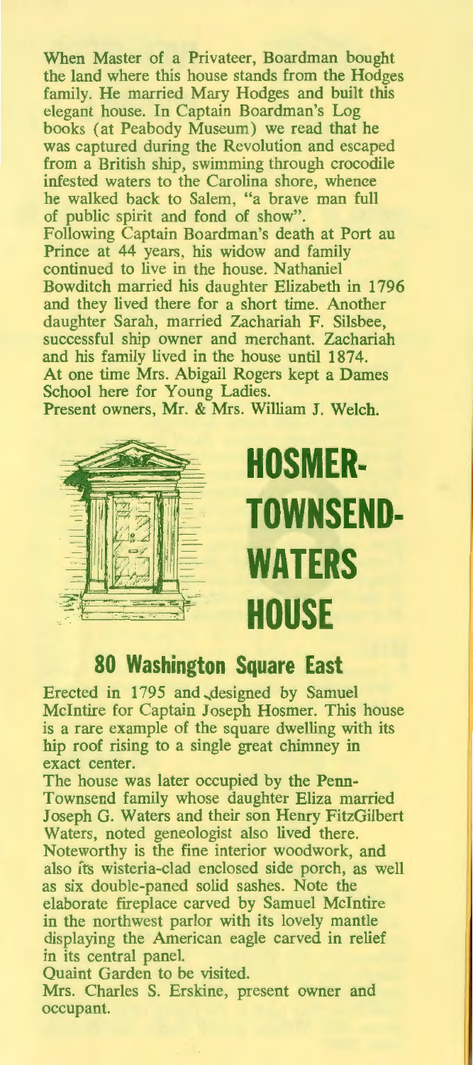When Master of a Privateer, Boardman bought the land where this house stands from the Hodges family. He married Mary Hodges and built this elegant house. In Captain Boardman's Log books (at Peabody Museum) we read that he was captured during the Revolution and escaped from a British ship, swimming through crocodile infested waters to the Carolina shore, whence he walked back to Salem, "a brave man full of public spirit and fond of show".
Following Captain Boardman's death at Port au Prince at 44 years, his widow and family continued to live in the house. Nathaniel Bowditch married his daughter Elizabeth in 1796 and they lived there for a short time. Another daughter Sarah, married Zachariah F. Silsbee, successful ship owner and merchant. Zachariah and his family lived in the house until 1874.
At one time Mrs. Abigail Rogers kept a Dames School here for Young Ladies.
Present owners, Mr. & Mrs. William J. Welch.

# HOSMER-TOWNSEND-WATERS HOUSE

## 80 Washington Square East

Erected in 1795 and designed by Samuel McIntire for Captain Joseph Hosmer. This house is a rare example of the square dwelling with its hip roof rising to a single great chimney in exact center.
The house was later occupied by the Penn-Townsend family whose daughter Eliza married Joseph G. Waters and their son Henry FitzGilbert Waters, noted geneologist also lived there.
Noteworthy is the fine interior woodwork, and also its wisteria-clad enclosed side porch, as well as six double-paned solid sashes. Note the elaborate fireplace carved by Samuel McIntire in the northwest parlor with its lovely mantle displaying the American eagle carved in relief in its central panel.
Quaint Garden to be visited.
Mrs. Charles S. Erskine, present owner and occupant.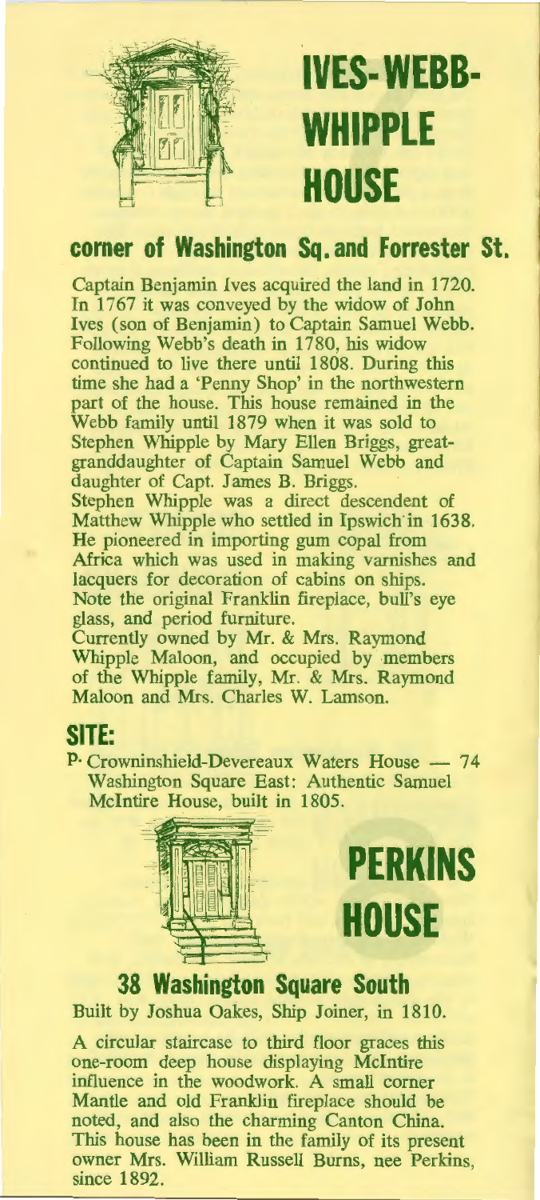# IVES-WEBB-WHIPPLE HOUSE

## corner of Washington Sq. and Forrester St.

Captain Benjamin Ives acquired the land in 1720. In 1767 it was conveyed by the widow of John Ives (son of Benjamin) to Captain Samuel Webb. Following Webb's death in 1780, his widow continued to live there until 1808. During this time she had a 'Penny Shop' in the northwestern part of the house. This house remained in the Webb family until 1879 when it was sold to Stephen Whipple by Mary Ellen Briggs, great-granddaughter of Captain Samuel Webb and daughter of Capt. James B. Briggs.

Stephen Whipple was a direct descendent of Matthew Whipple who settled in Ipswich in 1638. He pioneered in importing gum copal from Africa which was used in making varnishes and lacquers for decoration of cabins on ships.

Note the original Franklin fireplace, bull's eye glass, and period furniture.

Currently owned by Mr. & Mrs. Raymond Whipple Maloon, and occupied by members of the Whipple family, Mr. & Mrs. Raymond Maloon and Mrs. Charles W. Lamson.

## SITE:

P. Crowninshield-Devereaux Waters House — 74 Washington Square East: Authentic Samuel McIntire House, built in 1805.

# PERKINS HOUSE

## 38 Washington Square South

Built by Joshua Oakes, Ship Joiner, in 1810.

A circular staircase to third floor graces this one-room deep house displaying McIntire influence in the woodwork. A small corner Mantle and old Franklin fireplace should be noted, and also the charming Canton China. This house has been in the family of its present owner Mrs. William Russell Burns, nee Perkins, since 1892.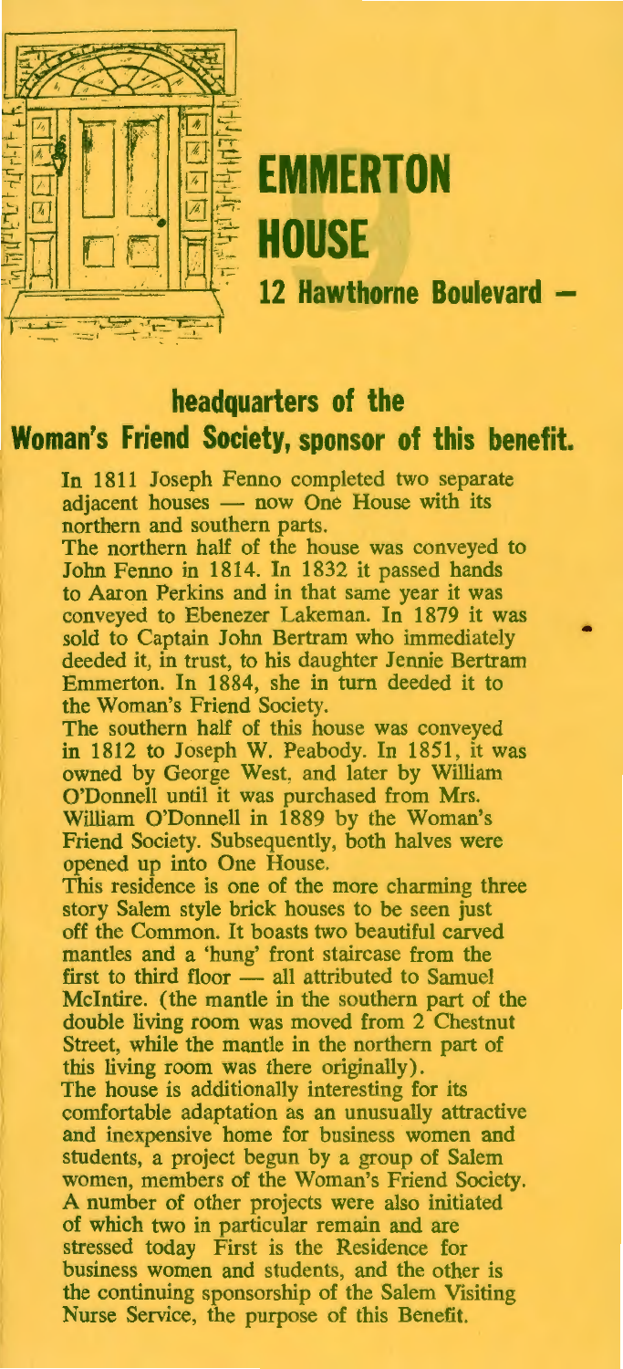# EMMERTON HOUSE

## 12 Hawthorne Boulevard —

## headquarters of the Woman's Friend Society, sponsor of this benefit.

In 1811 Joseph Fenno completed two separate adjacent houses — now One House with its northern and southern parts.

The northern half of the house was conveyed to John Fenno in 1814. In 1832 it passed hands to Aaron Perkins and in that same year it was conveyed to Ebenezer Lakeman. In 1879 it was sold to Captain John Bertram who immediately deeded it, in trust, to his daughter Jennie Bertram Emmerton. In 1884, she in turn deeded it to the Woman's Friend Society.

The southern half of this house was conveyed in 1812 to Joseph W. Peabody. In 1851, it was owned by George West, and later by William O'Donnell until it was purchased from Mrs. William O'Donnell in 1889 by the Woman's Friend Society. Subsequently, both halves were opened up into One House.

This residence is one of the more charming three story Salem style brick houses to be seen just off the Common. It boasts two beautiful carved mantles and a 'hung' front staircase from the first to third floor — all attributed to Samuel McIntire. (the mantle in the southern part of the double living room was moved from 2 Chestnut Street, while the mantle in the northern part of this living room was there originally).

The house is additionally interesting for its comfortable adaptation as an unusually attractive and inexpensive home for business women and students, a project begun by a group of Salem women, members of the Woman's Friend Society. A number of other projects were also initiated of which two in particular remain and are stressed today First is the Residence for business women and students, and the other is the continuing sponsorship of the Salem Visiting Nurse Service, the purpose of this Benefit.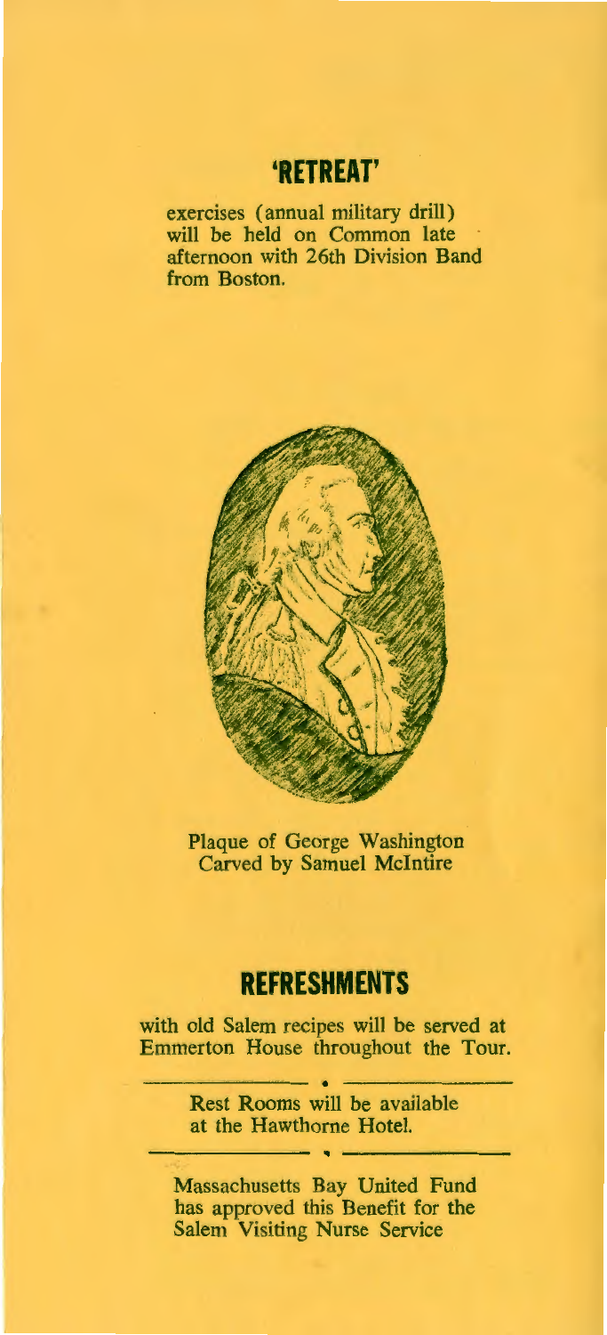## 'RETREAT'

exercises (annual military drill) will be held on Common late afternoon with 26th Division Band from Boston.

Plaque of George Washington
Carved by Samuel McIntire

## REFRESHMENTS

with old Salem recipes will be served at Emmerton House throughout the Tour.

---

Rest Rooms will be available at the Hawthorne Hotel.

---

Massachusetts Bay United Fund has approved this Benefit for the Salem Visiting Nurse Service